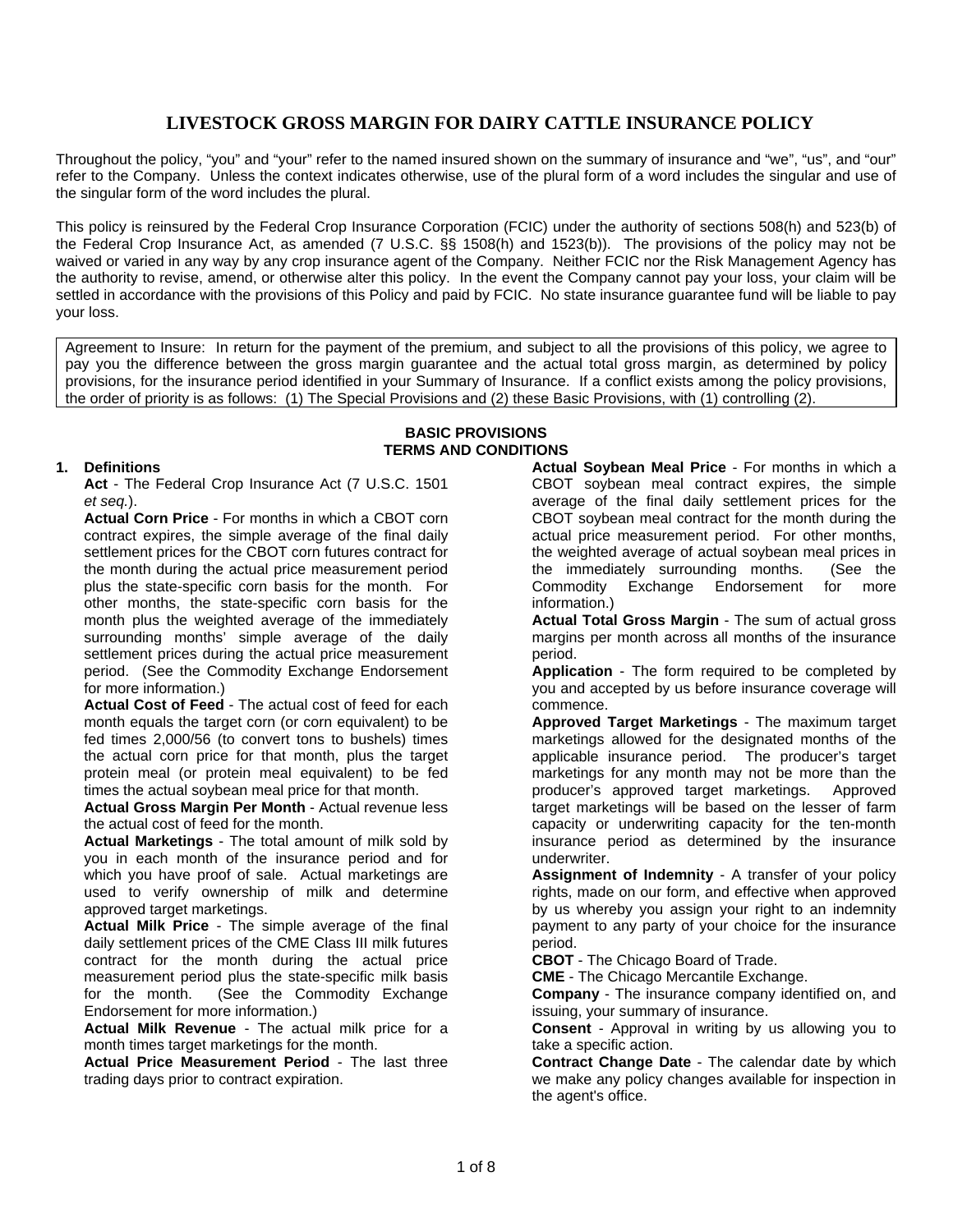# LIVESTOCK GROSS MARGIN FOR DAIRY CATTLE INSURANCE POLICY

Throughout the policy, "you" and "your" refer to the named insured shown on the summary of insurance and "we", "us", and "our" refer to the Company. Unless the context indicates otherwise, use of the plural form of a word includes the singular and use of the singular form of the word includes the plural.

This policy is reinsured by the Federal Crop Insurance Corporation (FCIC) under the authority of sections 508(h) and 523(b) of the Federal Crop Insurance Act, as amended (7 U.S.C. §§ 1508(h) and 1523(b)). The provisions of the policy may not be waived or varied in any way by any crop insurance agent of the Company. Neither FCIC nor the Risk Management Agency has the authority to revise, amend, or otherwise alter this policy. In the event the Company cannot pay your loss, your claim will be settled in accordance with the provisions of this Policy and paid by FCIC. No state insurance guarantee fund will be liable to pay your loss.

Agreement to Insure: In return for the payment of the premium, and subject to all the provisions of this policy, we agree to pay you the difference between the gross margin guarantee and the actual total gross margin, as determined by policy provisions, for the insurance period identified in your Summary of Insurance. If a conflict exists among the policy provisions, the order of priority is as follows: (1) The Special Provisions and (2) these Basic Provisions, with (1) controlling (2).

## BASIC PROVISIONS
## TERMS AND CONDITIONS

**1. Definitions**

**Act** - The Federal Crop Insurance Act (7 U.S.C. 1501 *et seq.*).

**Actual Corn Price** - For months in which a CBOT corn contract expires, the simple average of the final daily settlement prices for the CBOT corn futures contract for the month during the actual price measurement period plus the state-specific corn basis for the month. For other months, the state-specific corn basis for the month plus the weighted average of the immediately surrounding months' simple average of the daily settlement prices during the actual price measurement period. (See the Commodity Exchange Endorsement for more information.)

**Actual Cost of Feed** - The actual cost of feed for each month equals the target corn (or corn equivalent) to be fed times 2,000/56 (to convert tons to bushels) times the actual corn price for that month, plus the target protein meal (or protein meal equivalent) to be fed times the actual soybean meal price for that month.

**Actual Gross Margin Per Month** - Actual revenue less the actual cost of feed for the month.

**Actual Marketings** - The total amount of milk sold by you in each month of the insurance period and for which you have proof of sale. Actual marketings are used to verify ownership of milk and determine approved target marketings.

**Actual Milk Price** - The simple average of the final daily settlement prices of the CME Class III milk futures contract for the month during the actual price measurement period plus the state-specific milk basis for the month. (See the Commodity Exchange Endorsement for more information.)

**Actual Milk Revenue** - The actual milk price for a month times target marketings for the month.

**Actual Price Measurement Period** - The last three trading days prior to contract expiration.

**Actual Soybean Meal Price** - For months in which a CBOT soybean meal contract expires, the simple average of the final daily settlement prices for the CBOT soybean meal contract for the month during the actual price measurement period. For other months, the weighted average of actual soybean meal prices in the immediately surrounding months. (See the Commodity Exchange Endorsement for more information.)

**Actual Total Gross Margin** - The sum of actual gross margins per month across all months of the insurance period.

**Application** - The form required to be completed by you and accepted by us before insurance coverage will commence.

**Approved Target Marketings** - The maximum target marketings allowed for the designated months of the applicable insurance period. The producer's target marketings for any month may not be more than the producer's approved target marketings. Approved target marketings will be based on the lesser of farm capacity or underwriting capacity for the ten-month insurance period as determined by the insurance underwriter.

**Assignment of Indemnity** - A transfer of your policy rights, made on our form, and effective when approved by us whereby you assign your right to an indemnity payment to any party of your choice for the insurance period.

**CBOT** - The Chicago Board of Trade.

**CME** - The Chicago Mercantile Exchange.

**Company** - The insurance company identified on, and issuing, your summary of insurance.

**Consent** - Approval in writing by us allowing you to take a specific action.

**Contract Change Date** - The calendar date by which we make any policy changes available for inspection in the agent's office.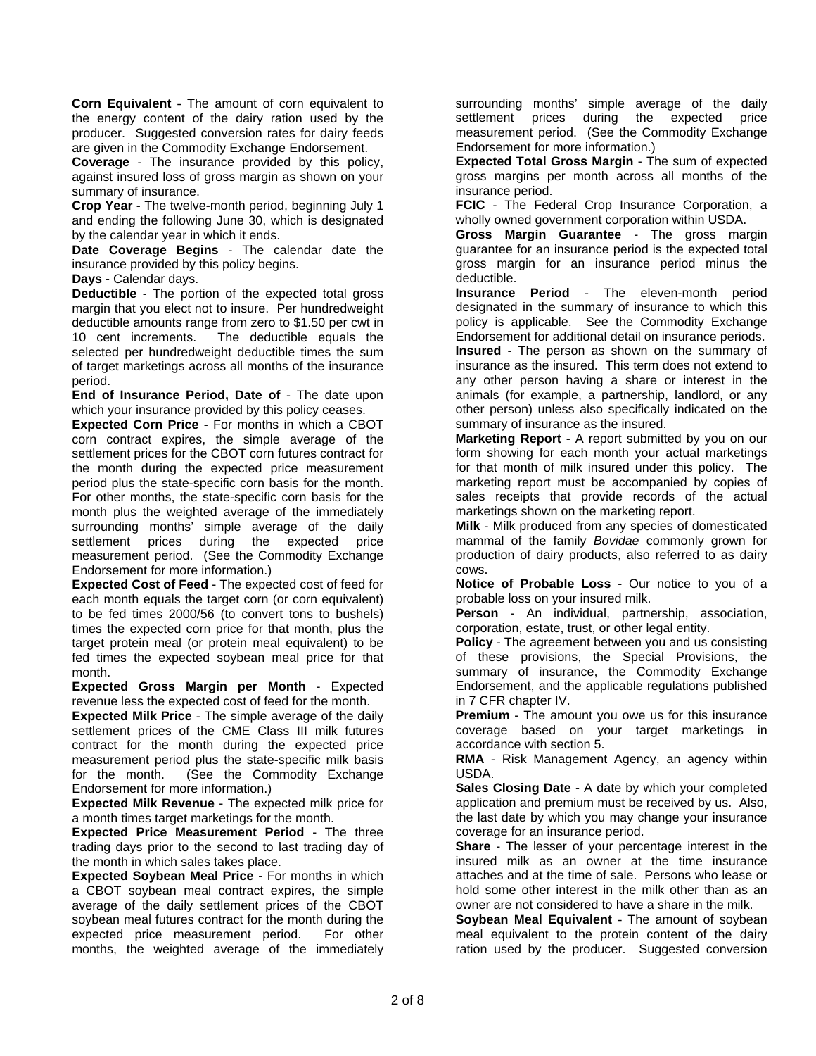**Corn Equivalent** - The amount of corn equivalent to the energy content of the dairy ration used by the producer. Suggested conversion rates for dairy feeds are given in the Commodity Exchange Endorsement.

**Coverage** - The insurance provided by this policy, against insured loss of gross margin as shown on your summary of insurance.

**Crop Year** - The twelve-month period, beginning July 1 and ending the following June 30, which is designated by the calendar year in which it ends.

**Date Coverage Begins** - The calendar date the insurance provided by this policy begins.

**Days** - Calendar days.

**Deductible** - The portion of the expected total gross margin that you elect not to insure. Per hundredweight deductible amounts range from zero to $1.50 per cwt in 10 cent increments. The deductible equals the selected per hundredweight deductible times the sum of target marketings across all months of the insurance period.

**End of Insurance Period, Date of** - The date upon which your insurance provided by this policy ceases.

**Expected Corn Price** - For months in which a CBOT corn contract expires, the simple average of the settlement prices for the CBOT corn futures contract for the month during the expected price measurement period plus the state-specific corn basis for the month. For other months, the state-specific corn basis for the month plus the weighted average of the immediately surrounding months' simple average of the daily settlement prices during the expected price measurement period. (See the Commodity Exchange Endorsement for more information.)

**Expected Cost of Feed** - The expected cost of feed for each month equals the target corn (or corn equivalent) to be fed times 2000/56 (to convert tons to bushels) times the expected corn price for that month, plus the target protein meal (or protein meal equivalent) to be fed times the expected soybean meal price for that month.

**Expected Gross Margin per Month** - Expected revenue less the expected cost of feed for the month.

**Expected Milk Price** - The simple average of the daily settlement prices of the CME Class III milk futures contract for the month during the expected price measurement period plus the state-specific milk basis for the month. (See the Commodity Exchange Endorsement for more information.)

**Expected Milk Revenue** - The expected milk price for a month times target marketings for the month.

**Expected Price Measurement Period** - The three trading days prior to the second to last trading day of the month in which sales takes place.

**Expected Soybean Meal Price** - For months in which a CBOT soybean meal contract expires, the simple average of the daily settlement prices of the CBOT soybean meal futures contract for the month during the expected price measurement period. For other months, the weighted average of the immediately surrounding months' simple average of the daily settlement prices during the expected price measurement period. (See the Commodity Exchange Endorsement for more information.)

**Expected Total Gross Margin** - The sum of expected gross margins per month across all months of the insurance period.

**FCIC** - The Federal Crop Insurance Corporation, a wholly owned government corporation within USDA.

**Gross Margin Guarantee** - The gross margin guarantee for an insurance period is the expected total gross margin for an insurance period minus the deductible.

**Insurance Period** - The eleven-month period designated in the summary of insurance to which this policy is applicable. See the Commodity Exchange Endorsement for additional detail on insurance periods.

**Insured** - The person as shown on the summary of insurance as the insured. This term does not extend to any other person having a share or interest in the animals (for example, a partnership, landlord, or any other person) unless also specifically indicated on the summary of insurance as the insured.

**Marketing Report** - A report submitted by you on our form showing for each month your actual marketings for that month of milk insured under this policy. The marketing report must be accompanied by copies of sales receipts that provide records of the actual marketings shown on the marketing report.

**Milk** - Milk produced from any species of domesticated mammal of the family *Bovidae* commonly grown for production of dairy products, also referred to as dairy cows.

**Notice of Probable Loss** - Our notice to you of a probable loss on your insured milk.

**Person** - An individual, partnership, association, corporation, estate, trust, or other legal entity.

**Policy** - The agreement between you and us consisting of these provisions, the Special Provisions, the summary of insurance, the Commodity Exchange Endorsement, and the applicable regulations published in 7 CFR chapter IV.

**Premium** - The amount you owe us for this insurance coverage based on your target marketings in accordance with section 5.

**RMA** - Risk Management Agency, an agency within USDA.

**Sales Closing Date** - A date by which your completed application and premium must be received by us. Also, the last date by which you may change your insurance coverage for an insurance period.

**Share** - The lesser of your percentage interest in the insured milk as an owner at the time insurance attaches and at the time of sale. Persons who lease or hold some other interest in the milk other than as an owner are not considered to have a share in the milk.

**Soybean Meal Equivalent** - The amount of soybean meal equivalent to the protein content of the dairy ration used by the producer. Suggested conversion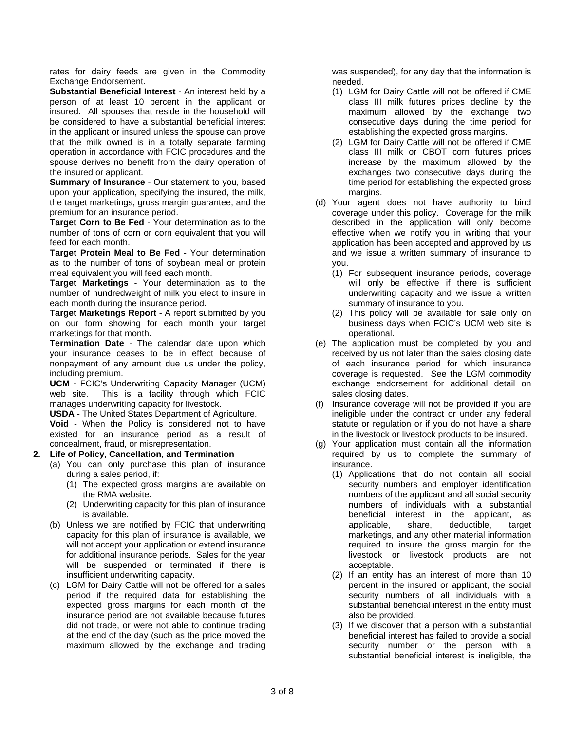rates for dairy feeds are given in the Commodity Exchange Endorsement.

**Substantial Beneficial Interest** - An interest held by a person of at least 10 percent in the applicant or insured. All spouses that reside in the household will be considered to have a substantial beneficial interest in the applicant or insured unless the spouse can prove that the milk owned is in a totally separate farming operation in accordance with FCIC procedures and the spouse derives no benefit from the dairy operation of the insured or applicant.

**Summary of Insurance** - Our statement to you, based upon your application, specifying the insured, the milk, the target marketings, gross margin guarantee, and the premium for an insurance period.

**Target Corn to Be Fed** - Your determination as to the number of tons of corn or corn equivalent that you will feed for each month.

**Target Protein Meal to Be Fed** - Your determination as to the number of tons of soybean meal or protein meal equivalent you will feed each month.

**Target Marketings** - Your determination as to the number of hundredweight of milk you elect to insure in each month during the insurance period.

**Target Marketings Report** - A report submitted by you on our form showing for each month your target marketings for that month.

**Termination Date** - The calendar date upon which your insurance ceases to be in effect because of nonpayment of any amount due us under the policy, including premium.

**UCM** - FCIC's Underwriting Capacity Manager (UCM) web site. This is a facility through which FCIC manages underwriting capacity for livestock.

**USDA** - The United States Department of Agriculture.

**Void** - When the Policy is considered not to have existed for an insurance period as a result of concealment, fraud, or misrepresentation.

**2. Life of Policy, Cancellation, and Termination**

(a) You can only purchase this plan of insurance during a sales period, if:
   (1) The expected gross margins are available on the RMA website.
   (2) Underwriting capacity for this plan of insurance is available.

(b) Unless we are notified by FCIC that underwriting capacity for this plan of insurance is available, we will not accept your application or extend insurance for additional insurance periods. Sales for the year will be suspended or terminated if there is insufficient underwriting capacity.

(c) LGM for Dairy Cattle will not be offered for a sales period if the required data for establishing the expected gross margins for each month of the insurance period are not available because futures did not trade, or were not able to continue trading at the end of the day (such as the price moved the maximum allowed by the exchange and trading was suspended), for any day that the information is needed.
   (1) LGM for Dairy Cattle will not be offered if CME class III milk futures prices decline by the maximum allowed by the exchange two consecutive days during the time period for establishing the expected gross margins.
   (2) LGM for Dairy Cattle will not be offered if CME class III milk or CBOT corn futures prices increase by the maximum allowed by the exchanges two consecutive days during the time period for establishing the expected gross margins.

(d) Your agent does not have authority to bind coverage under this policy. Coverage for the milk described in the application will only become effective when we notify you in writing that your application has been accepted and approved by us and we issue a written summary of insurance to you.
   (1) For subsequent insurance periods, coverage will only be effective if there is sufficient underwriting capacity and we issue a written summary of insurance to you.
   (2) This policy will be available for sale only on business days when FCIC's UCM web site is operational.

(e) The application must be completed by you and received by us not later than the sales closing date of each insurance period for which insurance coverage is requested. See the LGM commodity exchange endorsement for additional detail on sales closing dates.

(f) Insurance coverage will not be provided if you are ineligible under the contract or under any federal statute or regulation or if you do not have a share in the livestock or livestock products to be insured.

(g) Your application must contain all the information required by us to complete the summary of insurance.
   (1) Applications that do not contain all social security numbers and employer identification numbers of the applicant and all social security numbers of individuals with a substantial beneficial interest in the applicant, as applicable, share, deductible, target marketings, and any other material information required to insure the gross margin for the livestock or livestock products are not acceptable.
   (2) If an entity has an interest of more than 10 percent in the insured or applicant, the social security numbers of all individuals with a substantial beneficial interest in the entity must also be provided.
   (3) If we discover that a person with a substantial beneficial interest has failed to provide a social security number or the person with a substantial beneficial interest is ineligible, the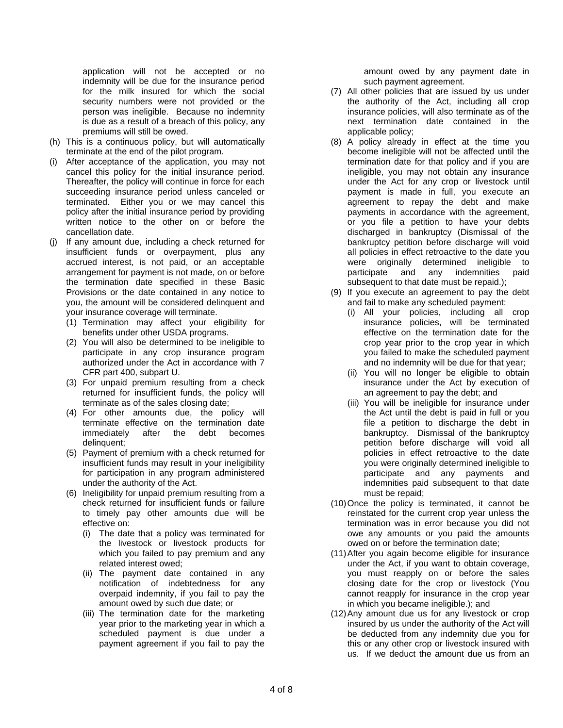application will not be accepted or no indemnity will be due for the insurance period for the milk insured for which the social security numbers were not provided or the person was ineligible. Because no indemnity is due as a result of a breach of this policy, any premiums will still be owed.

(h) This is a continuous policy, but will automatically terminate at the end of the pilot program.

(i) After acceptance of the application, you may not cancel this policy for the initial insurance period. Thereafter, the policy will continue in force for each succeeding insurance period unless canceled or terminated. Either you or we may cancel this policy after the initial insurance period by providing written notice to the other on or before the cancellation date.

(j) If any amount due, including a check returned for insufficient funds or overpayment, plus any accrued interest, is not paid, or an acceptable arrangement for payment is not made, on or before the termination date specified in these Basic Provisions or the date contained in any notice to you, the amount will be considered delinquent and your insurance coverage will terminate.

   (1) Termination may affect your eligibility for benefits under other USDA programs.

   (2) You will also be determined to be ineligible to participate in any crop insurance program authorized under the Act in accordance with 7 CFR part 400, subpart U.

   (3) For unpaid premium resulting from a check returned for insufficient funds, the policy will terminate as of the sales closing date;

   (4) For other amounts due, the policy will terminate effective on the termination date immediately after the debt becomes delinquent;

   (5) Payment of premium with a check returned for insufficient funds may result in your ineligibility for participation in any program administered under the authority of the Act.

   (6) Ineligibility for unpaid premium resulting from a check returned for insufficient funds or failure to timely pay other amounts due will be effective on:

      (i) The date that a policy was terminated for the livestock or livestock products for which you failed to pay premium and any related interest owed;

      (ii) The payment date contained in any notification of indebtedness for any overpaid indemnity, if you fail to pay the amount owed by such due date; or

      (iii) The termination date for the marketing year prior to the marketing year in which a scheduled payment is due under a payment agreement if you fail to pay the amount owed by any payment date in such payment agreement.

   (7) All other policies that are issued by us under the authority of the Act, including all crop insurance policies, will also terminate as of the next termination date contained in the applicable policy;

   (8) A policy already in effect at the time you become ineligible will not be affected until the termination date for that policy and if you are ineligible, you may not obtain any insurance under the Act for any crop or livestock until payment is made in full, you execute an agreement to repay the debt and make payments in accordance with the agreement, or you file a petition to have your debts discharged in bankruptcy (Dismissal of the bankruptcy petition before discharge will void all policies in effect retroactive to the date you were originally determined ineligible to participate and any indemnities paid subsequent to that date must be repaid.);

   (9) If you execute an agreement to pay the debt and fail to make any scheduled payment:

      (i) All your policies, including all crop insurance policies, will be terminated effective on the termination date for the crop year prior to the crop year in which you failed to make the scheduled payment and no indemnity will be due for that year;

      (ii) You will no longer be eligible to obtain insurance under the Act by execution of an agreement to pay the debt; and

      (iii) You will be ineligible for insurance under the Act until the debt is paid in full or you file a petition to discharge the debt in bankruptcy. Dismissal of the bankruptcy petition before discharge will void all policies in effect retroactive to the date you were originally determined ineligible to participate and any payments and indemnities paid subsequent to that date must be repaid;

   (10) Once the policy is terminated, it cannot be reinstated for the current crop year unless the termination was in error because you did not owe any amounts or you paid the amounts owed on or before the termination date;

   (11) After you again become eligible for insurance under the Act, if you want to obtain coverage, you must reapply on or before the sales closing date for the crop or livestock (You cannot reapply for insurance in the crop year in which you became ineligible.); and

   (12) Any amount due us for any livestock or crop insured by us under the authority of the Act will be deducted from any indemnity due you for this or any other crop or livestock insured with us. If we deduct the amount due us from an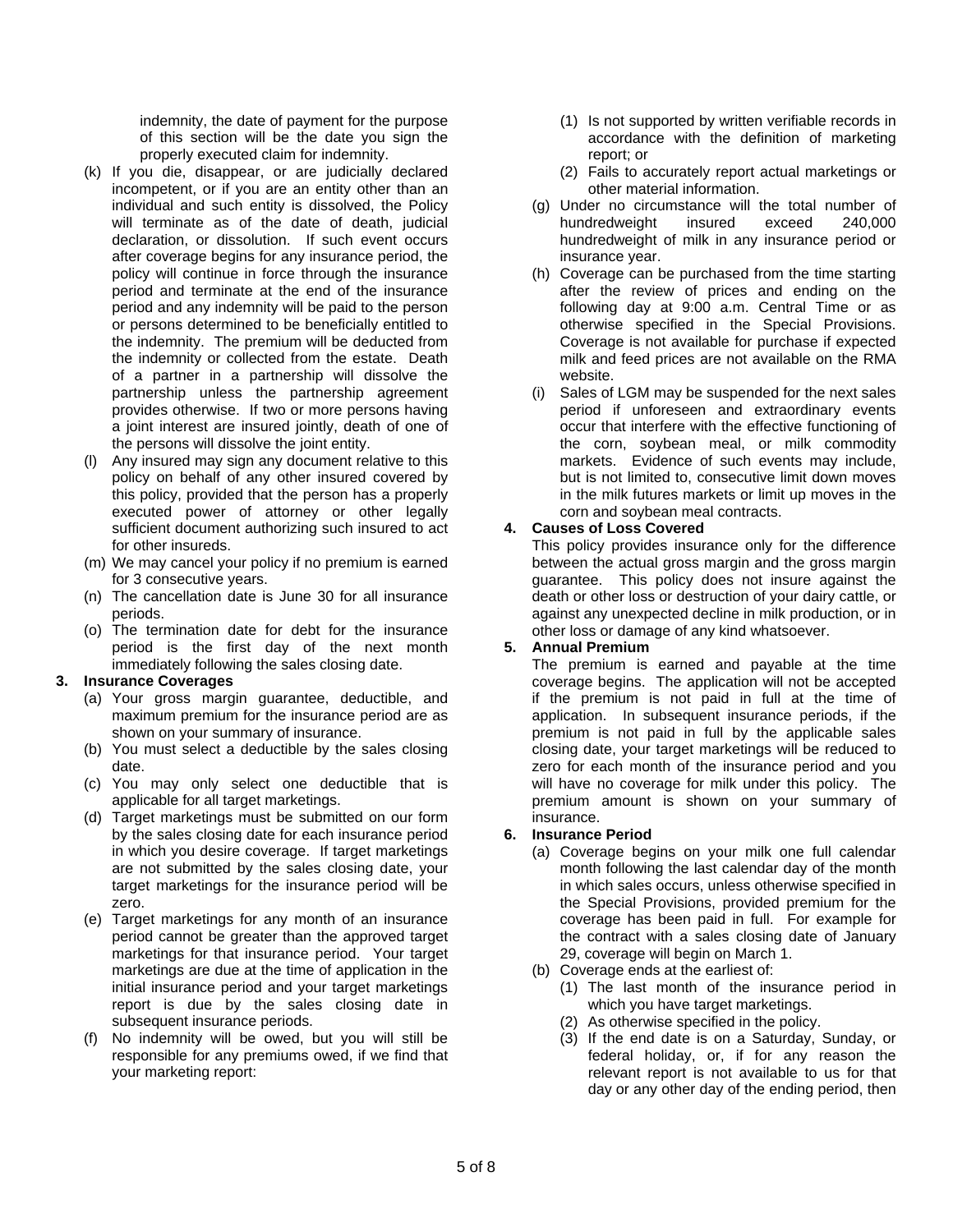indemnity, the date of payment for the purpose of this section will be the date you sign the properly executed claim for indemnity.

(k) If you die, disappear, or are judicially declared incompetent, or if you are an entity other than an individual and such entity is dissolved, the Policy will terminate as of the date of death, judicial declaration, or dissolution. If such event occurs after coverage begins for any insurance period, the policy will continue in force through the insurance period and terminate at the end of the insurance period and any indemnity will be paid to the person or persons determined to be beneficially entitled to the indemnity. The premium will be deducted from the indemnity or collected from the estate. Death of a partner in a partnership will dissolve the partnership unless the partnership agreement provides otherwise. If two or more persons having a joint interest are insured jointly, death of one of the persons will dissolve the joint entity.

(l) Any insured may sign any document relative to this policy on behalf of any other insured covered by this policy, provided that the person has a properly executed power of attorney or other legally sufficient document authorizing such insured to act for other insureds.

(m) We may cancel your policy if no premium is earned for 3 consecutive years.

(n) The cancellation date is June 30 for all insurance periods.

(o) The termination date for debt for the insurance period is the first day of the next month immediately following the sales closing date.

**3. Insurance Coverages**

(a) Your gross margin guarantee, deductible, and maximum premium for the insurance period are as shown on your summary of insurance.

(b) You must select a deductible by the sales closing date.

(c) You may only select one deductible that is applicable for all target marketings.

(d) Target marketings must be submitted on our form by the sales closing date for each insurance period in which you desire coverage. If target marketings are not submitted by the sales closing date, your target marketings for the insurance period will be zero.

(e) Target marketings for any month of an insurance period cannot be greater than the approved target marketings for that insurance period. Your target marketings are due at the time of application in the initial insurance period and your target marketings report is due by the sales closing date in subsequent insurance periods.

(f) No indemnity will be owed, but you will still be responsible for any premiums owed, if we find that your marketing report:

(1) Is not supported by written verifiable records in accordance with the definition of marketing report; or

(2) Fails to accurately report actual marketings or other material information.

(g) Under no circumstance will the total number of hundredweight insured exceed 240,000 hundredweight of milk in any insurance period or insurance year.

(h) Coverage can be purchased from the time starting after the review of prices and ending on the following day at 9:00 a.m. Central Time or as otherwise specified in the Special Provisions. Coverage is not available for purchase if expected milk and feed prices are not available on the RMA website.

(i) Sales of LGM may be suspended for the next sales period if unforeseen and extraordinary events occur that interfere with the effective functioning of the corn, soybean meal, or milk commodity markets. Evidence of such events may include, but is not limited to, consecutive limit down moves in the milk futures markets or limit up moves in the corn and soybean meal contracts.

**4. Causes of Loss Covered**

This policy provides insurance only for the difference between the actual gross margin and the gross margin guarantee. This policy does not insure against the death or other loss or destruction of your dairy cattle, or against any unexpected decline in milk production, or in other loss or damage of any kind whatsoever.

**5. Annual Premium**

The premium is earned and payable at the time coverage begins. The application will not be accepted if the premium is not paid in full at the time of application. In subsequent insurance periods, if the premium is not paid in full by the applicable sales closing date, your target marketings will be reduced to zero for each month of the insurance period and you will have no coverage for milk under this policy. The premium amount is shown on your summary of insurance.

**6. Insurance Period**

(a) Coverage begins on your milk one full calendar month following the last calendar day of the month in which sales occurs, unless otherwise specified in the Special Provisions, provided premium for the coverage has been paid in full. For example for the contract with a sales closing date of January 29, coverage will begin on March 1.

(b) Coverage ends at the earliest of:

(1) The last month of the insurance period in which you have target marketings.

(2) As otherwise specified in the policy.

(3) If the end date is on a Saturday, Sunday, or federal holiday, or, if for any reason the relevant report is not available to us for that day or any other day of the ending period, then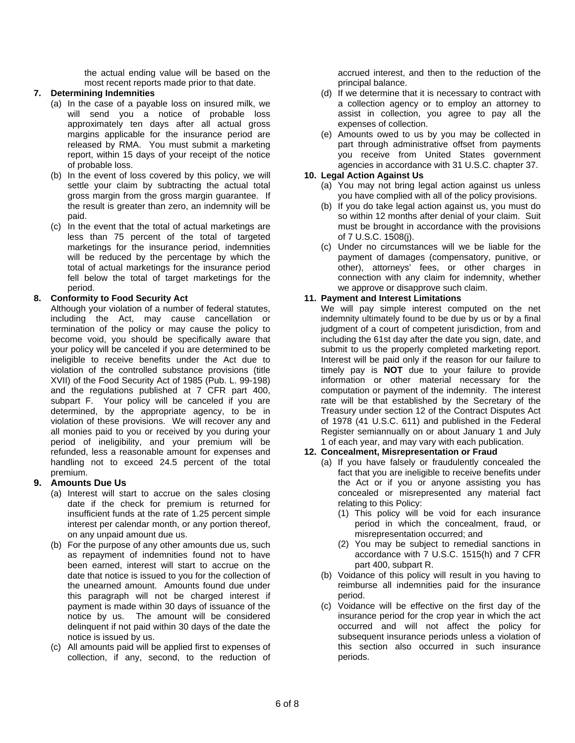the actual ending value will be based on the most recent reports made prior to that date.

**7. Determining Indemnities**

(a) In the case of a payable loss on insured milk, we will send you a notice of probable loss approximately ten days after all actual gross margins applicable for the insurance period are released by RMA. You must submit a marketing report, within 15 days of your receipt of the notice of probable loss.

(b) In the event of loss covered by this policy, we will settle your claim by subtracting the actual total gross margin from the gross margin guarantee. If the result is greater than zero, an indemnity will be paid.

(c) In the event that the total of actual marketings are less than 75 percent of the total of targeted marketings for the insurance period, indemnities will be reduced by the percentage by which the total of actual marketings for the insurance period fell below the total of target marketings for the period.

**8. Conformity to Food Security Act**

Although your violation of a number of federal statutes, including the Act, may cause cancellation or termination of the policy or may cause the policy to become void, you should be specifically aware that your policy will be canceled if you are determined to be ineligible to receive benefits under the Act due to violation of the controlled substance provisions (title XVII) of the Food Security Act of 1985 (Pub. L. 99-198) and the regulations published at 7 CFR part 400, subpart F. Your policy will be canceled if you are determined, by the appropriate agency, to be in violation of these provisions. We will recover any and all monies paid to you or received by you during your period of ineligibility, and your premium will be refunded, less a reasonable amount for expenses and handling not to exceed 24.5 percent of the total premium.

**9. Amounts Due Us**

(a) Interest will start to accrue on the sales closing date if the check for premium is returned for insufficient funds at the rate of 1.25 percent simple interest per calendar month, or any portion thereof, on any unpaid amount due us.

(b) For the purpose of any other amounts due us, such as repayment of indemnities found not to have been earned, interest will start to accrue on the date that notice is issued to you for the collection of the unearned amount. Amounts found due under this paragraph will not be charged interest if payment is made within 30 days of issuance of the notice by us. The amount will be considered delinquent if not paid within 30 days of the date the notice is issued by us.

(c) All amounts paid will be applied first to expenses of collection, if any, second, to the reduction of accrued interest, and then to the reduction of the principal balance.

(d) If we determine that it is necessary to contract with a collection agency or to employ an attorney to assist in collection, you agree to pay all the expenses of collection.

(e) Amounts owed to us by you may be collected in part through administrative offset from payments you receive from United States government agencies in accordance with 31 U.S.C. chapter 37.

**10. Legal Action Against Us**

(a) You may not bring legal action against us unless you have complied with all of the policy provisions.

(b) If you do take legal action against us, you must do so within 12 months after denial of your claim. Suit must be brought in accordance with the provisions of 7 U.S.C. 1508(j).

(c) Under no circumstances will we be liable for the payment of damages (compensatory, punitive, or other), attorneys' fees, or other charges in connection with any claim for indemnity, whether we approve or disapprove such claim.

**11. Payment and Interest Limitations**

We will pay simple interest computed on the net indemnity ultimately found to be due by us or by a final judgment of a court of competent jurisdiction, from and including the 61st day after the date you sign, date, and submit to us the properly completed marketing report. Interest will be paid only if the reason for our failure to timely pay is **NOT** due to your failure to provide information or other material necessary for the computation or payment of the indemnity. The interest rate will be that established by the Secretary of the Treasury under section 12 of the Contract Disputes Act of 1978 (41 U.S.C. 611) and published in the Federal Register semiannually on or about January 1 and July 1 of each year, and may vary with each publication.

**12. Concealment, Misrepresentation or Fraud**

(a) If you have falsely or fraudulently concealed the fact that you are ineligible to receive benefits under the Act or if you or anyone assisting you has concealed or misrepresented any material fact relating to this Policy:

(1) This policy will be void for each insurance period in which the concealment, fraud, or misrepresentation occurred; and

(2) You may be subject to remedial sanctions in accordance with 7 U.S.C. 1515(h) and 7 CFR part 400, subpart R.

(b) Voidance of this policy will result in you having to reimburse all indemnities paid for the insurance period.

(c) Voidance will be effective on the first day of the insurance period for the crop year in which the act occurred and will not affect the policy for subsequent insurance periods unless a violation of this section also occurred in such insurance periods.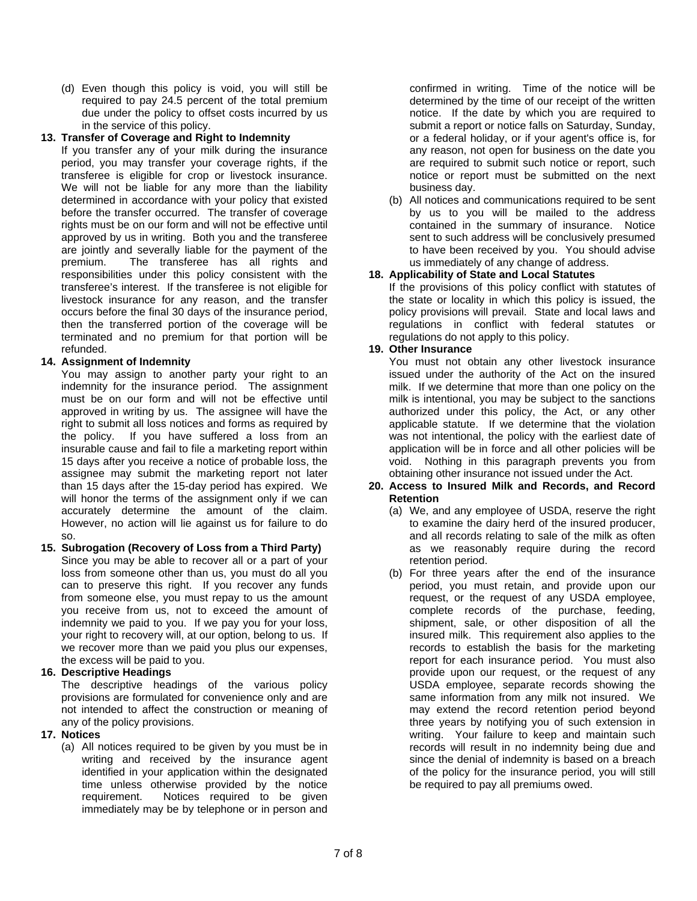(d) Even though this policy is void, you will still be required to pay 24.5 percent of the total premium due under the policy to offset costs incurred by us in the service of this policy.

**13. Transfer of Coverage and Right to Indemnity**

If you transfer any of your milk during the insurance period, you may transfer your coverage rights, if the transferee is eligible for crop or livestock insurance. We will not be liable for any more than the liability determined in accordance with your policy that existed before the transfer occurred. The transfer of coverage rights must be on our form and will not be effective until approved by us in writing. Both you and the transferee are jointly and severally liable for the payment of the premium. The transferee has all rights and responsibilities under this policy consistent with the transferee's interest. If the transferee is not eligible for livestock insurance for any reason, and the transfer occurs before the final 30 days of the insurance period, then the transferred portion of the coverage will be terminated and no premium for that portion will be refunded.

**14. Assignment of Indemnity**

You may assign to another party your right to an indemnity for the insurance period. The assignment must be on our form and will not be effective until approved in writing by us. The assignee will have the right to submit all loss notices and forms as required by the policy. If you have suffered a loss from an insurable cause and fail to file a marketing report within 15 days after you receive a notice of probable loss, the assignee may submit the marketing report not later than 15 days after the 15-day period has expired. We will honor the terms of the assignment only if we can accurately determine the amount of the claim. However, no action will lie against us for failure to do so.

**15. Subrogation (Recovery of Loss from a Third Party)**

Since you may be able to recover all or a part of your loss from someone other than us, you must do all you can to preserve this right. If you recover any funds from someone else, you must repay to us the amount you receive from us, not to exceed the amount of indemnity we paid to you. If we pay you for your loss, your right to recovery will, at our option, belong to us. If we recover more than we paid you plus our expenses, the excess will be paid to you.

**16. Descriptive Headings**

The descriptive headings of the various policy provisions are formulated for convenience only and are not intended to affect the construction or meaning of any of the policy provisions.

**17. Notices**

(a) All notices required to be given by you must be in writing and received by the insurance agent identified in your application within the designated time unless otherwise provided by the notice requirement. Notices required to be given immediately may be by telephone or in person and confirmed in writing. Time of the notice will be determined by the time of our receipt of the written notice. If the date by which you are required to submit a report or notice falls on Saturday, Sunday, or a federal holiday, or if your agent's office is, for any reason, not open for business on the date you are required to submit such notice or report, such notice or report must be submitted on the next business day.

(b) All notices and communications required to be sent by us to you will be mailed to the address contained in the summary of insurance. Notice sent to such address will be conclusively presumed to have been received by you. You should advise us immediately of any change of address.

**18. Applicability of State and Local Statutes**

If the provisions of this policy conflict with statutes of the state or locality in which this policy is issued, the policy provisions will prevail. State and local laws and regulations in conflict with federal statutes or regulations do not apply to this policy.

**19. Other Insurance**

You must not obtain any other livestock insurance issued under the authority of the Act on the insured milk. If we determine that more than one policy on the milk is intentional, you may be subject to the sanctions authorized under this policy, the Act, or any other applicable statute. If we determine that the violation was not intentional, the policy with the earliest date of application will be in force and all other policies will be void. Nothing in this paragraph prevents you from obtaining other insurance not issued under the Act.

**20. Access to Insured Milk and Records, and Record Retention**

(a) We, and any employee of USDA, reserve the right to examine the dairy herd of the insured producer, and all records relating to sale of the milk as often as we reasonably require during the record retention period.

(b) For three years after the end of the insurance period, you must retain, and provide upon our request, or the request of any USDA employee, complete records of the purchase, feeding, shipment, sale, or other disposition of all the insured milk. This requirement also applies to the records to establish the basis for the marketing report for each insurance period. You must also provide upon our request, or the request of any USDA employee, separate records showing the same information from any milk not insured. We may extend the record retention period beyond three years by notifying you of such extension in writing. Your failure to keep and maintain such records will result in no indemnity being due and since the denial of indemnity is based on a breach of the policy for the insurance period, you will still be required to pay all premiums owed.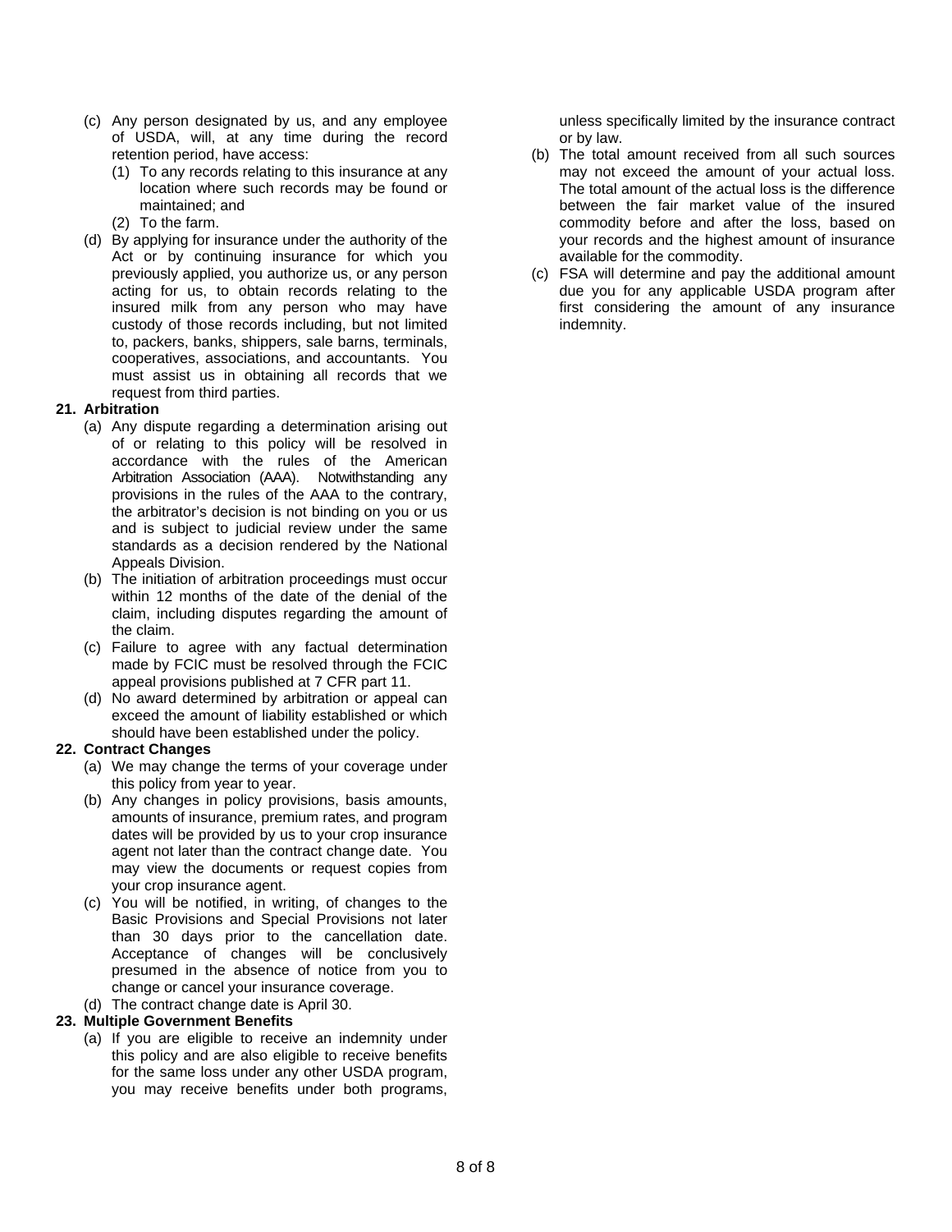(c) Any person designated by us, and any employee of USDA, will, at any time during the record retention period, have access:
   (1) To any records relating to this insurance at any location where such records may be found or maintained; and
   (2) To the farm.

(d) By applying for insurance under the authority of the Act or by continuing insurance for which you previously applied, you authorize us, or any person acting for us, to obtain records relating to the insured milk from any person who may have custody of those records including, but not limited to, packers, banks, shippers, sale barns, terminals, cooperatives, associations, and accountants. You must assist us in obtaining all records that we request from third parties.

**21. Arbitration**

(a) Any dispute regarding a determination arising out of or relating to this policy will be resolved in accordance with the rules of the American Arbitration Association (AAA). Notwithstanding any provisions in the rules of the AAA to the contrary, the arbitrator's decision is not binding on you or us and is subject to judicial review under the same standards as a decision rendered by the National Appeals Division.

(b) The initiation of arbitration proceedings must occur within 12 months of the date of the denial of the claim, including disputes regarding the amount of the claim.

(c) Failure to agree with any factual determination made by FCIC must be resolved through the FCIC appeal provisions published at 7 CFR part 11.

(d) No award determined by arbitration or appeal can exceed the amount of liability established or which should have been established under the policy.

**22. Contract Changes**

(a) We may change the terms of your coverage under this policy from year to year.

(b) Any changes in policy provisions, basis amounts, amounts of insurance, premium rates, and program dates will be provided by us to your crop insurance agent not later than the contract change date. You may view the documents or request copies from your crop insurance agent.

(c) You will be notified, in writing, of changes to the Basic Provisions and Special Provisions not later than 30 days prior to the cancellation date. Acceptance of changes will be conclusively presumed in the absence of notice from you to change or cancel your insurance coverage.

(d) The contract change date is April 30.

**23. Multiple Government Benefits**

(a) If you are eligible to receive an indemnity under this policy and are also eligible to receive benefits for the same loss under any other USDA program, you may receive benefits under both programs, unless specifically limited by the insurance contract or by law.

(b) The total amount received from all such sources may not exceed the amount of your actual loss. The total amount of the actual loss is the difference between the fair market value of the insured commodity before and after the loss, based on your records and the highest amount of insurance available for the commodity.

(c) FSA will determine and pay the additional amount due you for any applicable USDA program after first considering the amount of any insurance indemnity.